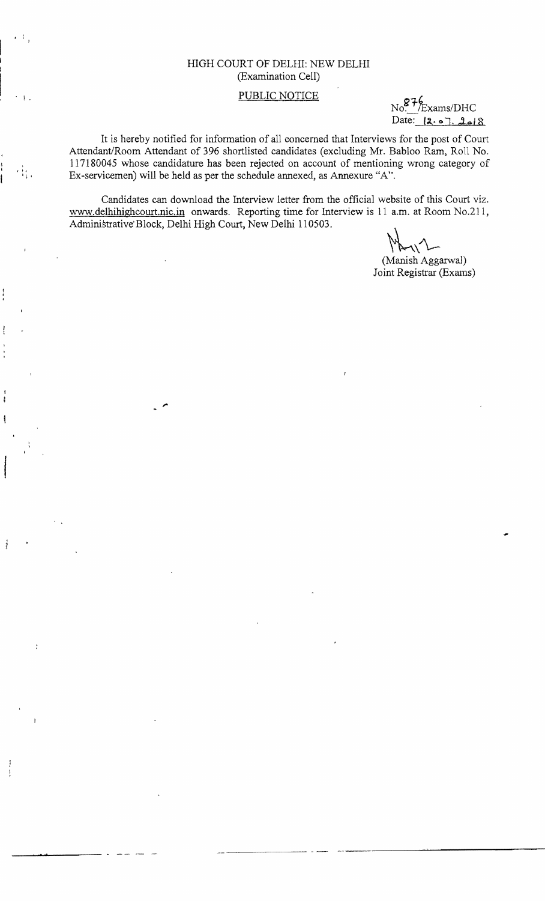HIGH COURT OF DELHI: NEW DELHI
(Examination Cell)

PUBLIC NOTICE

No.876/Exams/DHC
Date: 12.07.2018

It is hereby notified for information of all concerned that Interviews for the post of Court Attendant/Room Attendant of 396 shortlisted candidates (excluding Mr. Babloo Ram, Roll No. 117180045 whose candidature has been rejected on account of mentioning wrong category of Ex-servicemen) will be held as per the schedule annexed, as Annexure "A".

Candidates can download the Interview letter from the official website of this Court viz. www.delhihighcourt.nic.in onwards. Reporting time for Interview is 11 a.m. at Room No.211, Administrative Block, Delhi High Court, New Delhi 110503.

(Manish Aggarwal)
Joint Registrar (Exams)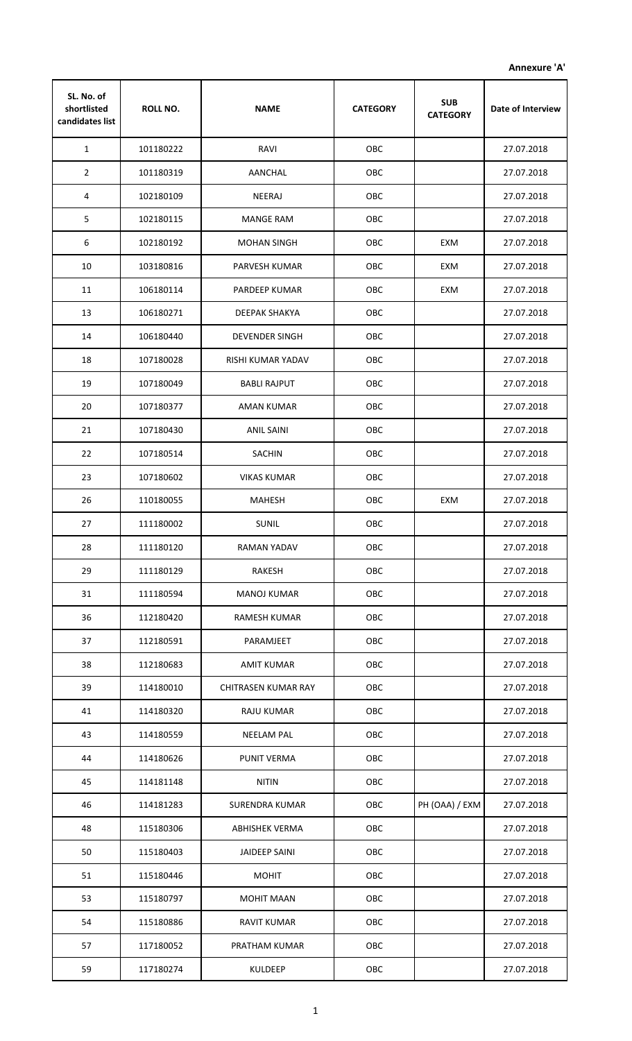**Annexure 'A'**

| SL. No. of shortlisted candidates list | ROLL NO. | NAME | CATEGORY | SUB CATEGORY | Date of Interview |
|---|---|---|---|---|---|
| 1 | 101180222 | RAVI | OBC | | 27.07.2018 |
| 2 | 101180319 | AANCHAL | OBC | | 27.07.2018 |
| 4 | 102180109 | NEERAJ | OBC | | 27.07.2018 |
| 5 | 102180115 | MANGE RAM | OBC | | 27.07.2018 |
| 6 | 102180192 | MOHAN SINGH | OBC | EXM | 27.07.2018 |
| 10 | 103180816 | PARVESH KUMAR | OBC | EXM | 27.07.2018 |
| 11 | 106180114 | PARDEEP KUMAR | OBC | EXM | 27.07.2018 |
| 13 | 106180271 | DEEPAK SHAKYA | OBC | | 27.07.2018 |
| 14 | 106180440 | DEVENDER SINGH | OBC | | 27.07.2018 |
| 18 | 107180028 | RISHI KUMAR YADAV | OBC | | 27.07.2018 |
| 19 | 107180049 | BABLI RAJPUT | OBC | | 27.07.2018 |
| 20 | 107180377 | AMAN KUMAR | OBC | | 27.07.2018 |
| 21 | 107180430 | ANIL SAINI | OBC | | 27.07.2018 |
| 22 | 107180514 | SACHIN | OBC | | 27.07.2018 |
| 23 | 107180602 | VIKAS KUMAR | OBC | | 27.07.2018 |
| 26 | 110180055 | MAHESH | OBC | EXM | 27.07.2018 |
| 27 | 111180002 | SUNIL | OBC | | 27.07.2018 |
| 28 | 111180120 | RAMAN YADAV | OBC | | 27.07.2018 |
| 29 | 111180129 | RAKESH | OBC | | 27.07.2018 |
| 31 | 111180594 | MANOJ KUMAR | OBC | | 27.07.2018 |
| 36 | 112180420 | RAMESH KUMAR | OBC | | 27.07.2018 |
| 37 | 112180591 | PARAMJEET | OBC | | 27.07.2018 |
| 38 | 112180683 | AMIT KUMAR | OBC | | 27.07.2018 |
| 39 | 114180010 | CHITRASEN KUMAR RAY | OBC | | 27.07.2018 |
| 41 | 114180320 | RAJU KUMAR | OBC | | 27.07.2018 |
| 43 | 114180559 | NEELAM PAL | OBC | | 27.07.2018 |
| 44 | 114180626 | PUNIT VERMA | OBC | | 27.07.2018 |
| 45 | 114181148 | NITIN | OBC | | 27.07.2018 |
| 46 | 114181283 | SURENDRA KUMAR | OBC | PH (OAA) / EXM | 27.07.2018 |
| 48 | 115180306 | ABHISHEK VERMA | OBC | | 27.07.2018 |
| 50 | 115180403 | JAIDEEP SAINI | OBC | | 27.07.2018 |
| 51 | 115180446 | MOHIT | OBC | | 27.07.2018 |
| 53 | 115180797 | MOHIT MAAN | OBC | | 27.07.2018 |
| 54 | 115180886 | RAVIT KUMAR | OBC | | 27.07.2018 |
| 57 | 117180052 | PRATHAM KUMAR | OBC | | 27.07.2018 |
| 59 | 117180274 | KULDEEP | OBC | | 27.07.2018 |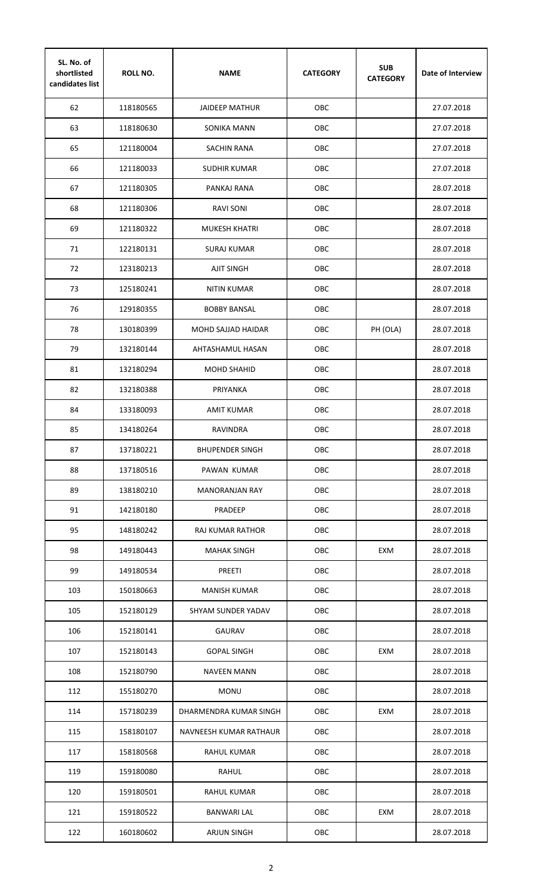| SL. No. of shortlisted candidates list | ROLL NO. | NAME | CATEGORY | SUB CATEGORY | Date of Interview |
|---|---|---|---|---|---|
| 62 | 118180565 | JAIDEEP MATHUR | OBC | | 27.07.2018 |
| 63 | 118180630 | SONIKA MANN | OBC | | 27.07.2018 |
| 65 | 121180004 | SACHIN RANA | OBC | | 27.07.2018 |
| 66 | 121180033 | SUDHIR KUMAR | OBC | | 27.07.2018 |
| 67 | 121180305 | PANKAJ RANA | OBC | | 28.07.2018 |
| 68 | 121180306 | RAVI SONI | OBC | | 28.07.2018 |
| 69 | 121180322 | MUKESH KHATRI | OBC | | 28.07.2018 |
| 71 | 122180131 | SURAJ KUMAR | OBC | | 28.07.2018 |
| 72 | 123180213 | AJIT SINGH | OBC | | 28.07.2018 |
| 73 | 125180241 | NITIN KUMAR | OBC | | 28.07.2018 |
| 76 | 129180355 | BOBBY BANSAL | OBC | | 28.07.2018 |
| 78 | 130180399 | MOHD SAJJAD HAIDAR | OBC | PH (OLA) | 28.07.2018 |
| 79 | 132180144 | AHTASHAMUL HASAN | OBC | | 28.07.2018 |
| 81 | 132180294 | MOHD SHAHID | OBC | | 28.07.2018 |
| 82 | 132180388 | PRIYANKA | OBC | | 28.07.2018 |
| 84 | 133180093 | AMIT KUMAR | OBC | | 28.07.2018 |
| 85 | 134180264 | RAVINDRA | OBC | | 28.07.2018 |
| 87 | 137180221 | BHUPENDER SINGH | OBC | | 28.07.2018 |
| 88 | 137180516 | PAWAN KUMAR | OBC | | 28.07.2018 |
| 89 | 138180210 | MANORANJAN RAY | OBC | | 28.07.2018 |
| 91 | 142180180 | PRADEEP | OBC | | 28.07.2018 |
| 95 | 148180242 | RAJ KUMAR RATHOR | OBC | | 28.07.2018 |
| 98 | 149180443 | MAHAK SINGH | OBC | EXM | 28.07.2018 |
| 99 | 149180534 | PREETI | OBC | | 28.07.2018 |
| 103 | 150180663 | MANISH KUMAR | OBC | | 28.07.2018 |
| 105 | 152180129 | SHYAM SUNDER YADAV | OBC | | 28.07.2018 |
| 106 | 152180141 | GAURAV | OBC | | 28.07.2018 |
| 107 | 152180143 | GOPAL SINGH | OBC | EXM | 28.07.2018 |
| 108 | 152180790 | NAVEEN MANN | OBC | | 28.07.2018 |
| 112 | 155180270 | MONU | OBC | | 28.07.2018 |
| 114 | 157180239 | DHARMENDRA KUMAR SINGH | OBC | EXM | 28.07.2018 |
| 115 | 158180107 | NAVNEESH KUMAR RATHAUR | OBC | | 28.07.2018 |
| 117 | 158180568 | RAHUL KUMAR | OBC | | 28.07.2018 |
| 119 | 159180080 | RAHUL | OBC | | 28.07.2018 |
| 120 | 159180501 | RAHUL KUMAR | OBC | | 28.07.2018 |
| 121 | 159180522 | BANWARI LAL | OBC | EXM | 28.07.2018 |
| 122 | 160180602 | ARJUN SINGH | OBC | | 28.07.2018 |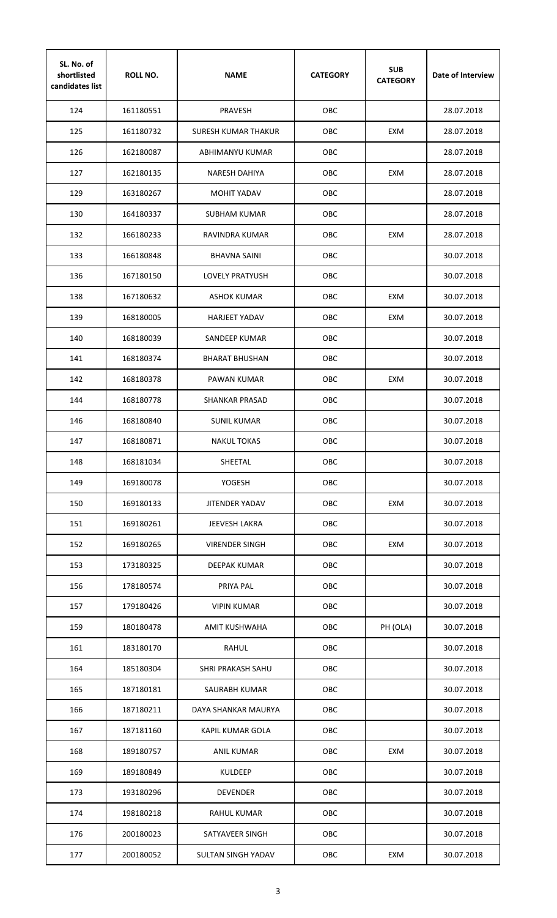| SL. No. of shortlisted candidates list | ROLL NO. | NAME | CATEGORY | SUB CATEGORY | Date of Interview |
|---|---|---|---|---|---|
| 124 | 161180551 | PRAVESH | OBC | | 28.07.2018 |
| 125 | 161180732 | SURESH KUMAR THAKUR | OBC | EXM | 28.07.2018 |
| 126 | 162180087 | ABHIMANYU KUMAR | OBC | | 28.07.2018 |
| 127 | 162180135 | NARESH DAHIYA | OBC | EXM | 28.07.2018 |
| 129 | 163180267 | MOHIT YADAV | OBC | | 28.07.2018 |
| 130 | 164180337 | SUBHAM KUMAR | OBC | | 28.07.2018 |
| 132 | 166180233 | RAVINDRA KUMAR | OBC | EXM | 28.07.2018 |
| 133 | 166180848 | BHAVNA SAINI | OBC | | 30.07.2018 |
| 136 | 167180150 | LOVELY PRATYUSH | OBC | | 30.07.2018 |
| 138 | 167180632 | ASHOK KUMAR | OBC | EXM | 30.07.2018 |
| 139 | 168180005 | HARJEET YADAV | OBC | EXM | 30.07.2018 |
| 140 | 168180039 | SANDEEP KUMAR | OBC | | 30.07.2018 |
| 141 | 168180374 | BHARAT BHUSHAN | OBC | | 30.07.2018 |
| 142 | 168180378 | PAWAN KUMAR | OBC | EXM | 30.07.2018 |
| 144 | 168180778 | SHANKAR PRASAD | OBC | | 30.07.2018 |
| 146 | 168180840 | SUNIL KUMAR | OBC | | 30.07.2018 |
| 147 | 168180871 | NAKUL TOKAS | OBC | | 30.07.2018 |
| 148 | 168181034 | SHEETAL | OBC | | 30.07.2018 |
| 149 | 169180078 | YOGESH | OBC | | 30.07.2018 |
| 150 | 169180133 | JITENDER YADAV | OBC | EXM | 30.07.2018 |
| 151 | 169180261 | JEEVESH LAKRA | OBC | | 30.07.2018 |
| 152 | 169180265 | VIRENDER SINGH | OBC | EXM | 30.07.2018 |
| 153 | 173180325 | DEEPAK KUMAR | OBC | | 30.07.2018 |
| 156 | 178180574 | PRIYA PAL | OBC | | 30.07.2018 |
| 157 | 179180426 | VIPIN KUMAR | OBC | | 30.07.2018 |
| 159 | 180180478 | AMIT KUSHWAHA | OBC | PH (OLA) | 30.07.2018 |
| 161 | 183180170 | RAHUL | OBC | | 30.07.2018 |
| 164 | 185180304 | SHRI PRAKASH SAHU | OBC | | 30.07.2018 |
| 165 | 187180181 | SAURABH KUMAR | OBC | | 30.07.2018 |
| 166 | 187180211 | DAYA SHANKAR MAURYA | OBC | | 30.07.2018 |
| 167 | 187181160 | KAPIL KUMAR GOLA | OBC | | 30.07.2018 |
| 168 | 189180757 | ANIL KUMAR | OBC | EXM | 30.07.2018 |
| 169 | 189180849 | KULDEEP | OBC | | 30.07.2018 |
| 173 | 193180296 | DEVENDER | OBC | | 30.07.2018 |
| 174 | 198180218 | RAHUL KUMAR | OBC | | 30.07.2018 |
| 176 | 200180023 | SATYAVEER SINGH | OBC | | 30.07.2018 |
| 177 | 200180052 | SULTAN SINGH YADAV | OBC | EXM | 30.07.2018 |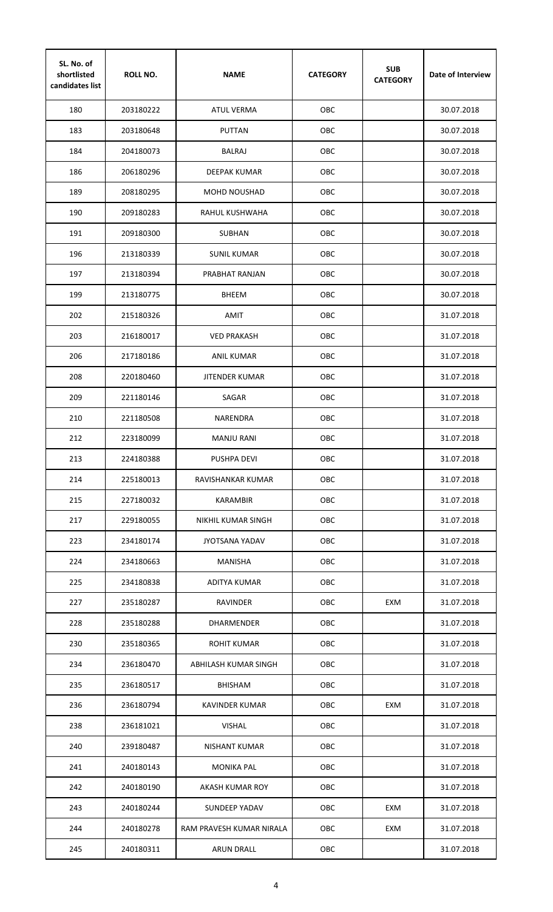| SL. No. of shortlisted candidates list | ROLL NO. | NAME | CATEGORY | SUB CATEGORY | Date of Interview |
|---|---|---|---|---|---|
| 180 | 203180222 | ATUL VERMA | OBC | | 30.07.2018 |
| 183 | 203180648 | PUTTAN | OBC | | 30.07.2018 |
| 184 | 204180073 | BALRAJ | OBC | | 30.07.2018 |
| 186 | 206180296 | DEEPAK KUMAR | OBC | | 30.07.2018 |
| 189 | 208180295 | MOHD NOUSHAD | OBC | | 30.07.2018 |
| 190 | 209180283 | RAHUL KUSHWAHA | OBC | | 30.07.2018 |
| 191 | 209180300 | SUBHAN | OBC | | 30.07.2018 |
| 196 | 213180339 | SUNIL KUMAR | OBC | | 30.07.2018 |
| 197 | 213180394 | PRABHAT RANJAN | OBC | | 30.07.2018 |
| 199 | 213180775 | BHEEM | OBC | | 30.07.2018 |
| 202 | 215180326 | AMIT | OBC | | 31.07.2018 |
| 203 | 216180017 | VED PRAKASH | OBC | | 31.07.2018 |
| 206 | 217180186 | ANIL KUMAR | OBC | | 31.07.2018 |
| 208 | 220180460 | JITENDER KUMAR | OBC | | 31.07.2018 |
| 209 | 221180146 | SAGAR | OBC | | 31.07.2018 |
| 210 | 221180508 | NARENDRA | OBC | | 31.07.2018 |
| 212 | 223180099 | MANJU RANI | OBC | | 31.07.2018 |
| 213 | 224180388 | PUSHPA DEVI | OBC | | 31.07.2018 |
| 214 | 225180013 | RAVISHANKAR KUMAR | OBC | | 31.07.2018 |
| 215 | 227180032 | KARAMBIR | OBC | | 31.07.2018 |
| 217 | 229180055 | NIKHIL KUMAR SINGH | OBC | | 31.07.2018 |
| 223 | 234180174 | JYOTSANA YADAV | OBC | | 31.07.2018 |
| 224 | 234180663 | MANISHA | OBC | | 31.07.2018 |
| 225 | 234180838 | ADITYA KUMAR | OBC | | 31.07.2018 |
| 227 | 235180287 | RAVINDER | OBC | EXM | 31.07.2018 |
| 228 | 235180288 | DHARMENDER | OBC | | 31.07.2018 |
| 230 | 235180365 | ROHIT KUMAR | OBC | | 31.07.2018 |
| 234 | 236180470 | ABHILASH KUMAR SINGH | OBC | | 31.07.2018 |
| 235 | 236180517 | BHISHAM | OBC | | 31.07.2018 |
| 236 | 236180794 | KAVINDER KUMAR | OBC | EXM | 31.07.2018 |
| 238 | 236181021 | VISHAL | OBC | | 31.07.2018 |
| 240 | 239180487 | NISHANT KUMAR | OBC | | 31.07.2018 |
| 241 | 240180143 | MONIKA PAL | OBC | | 31.07.2018 |
| 242 | 240180190 | AKASH KUMAR ROY | OBC | | 31.07.2018 |
| 243 | 240180244 | SUNDEEP YADAV | OBC | EXM | 31.07.2018 |
| 244 | 240180278 | RAM PRAVESH KUMAR NIRALA | OBC | EXM | 31.07.2018 |
| 245 | 240180311 | ARUN DRALL | OBC | | 31.07.2018 |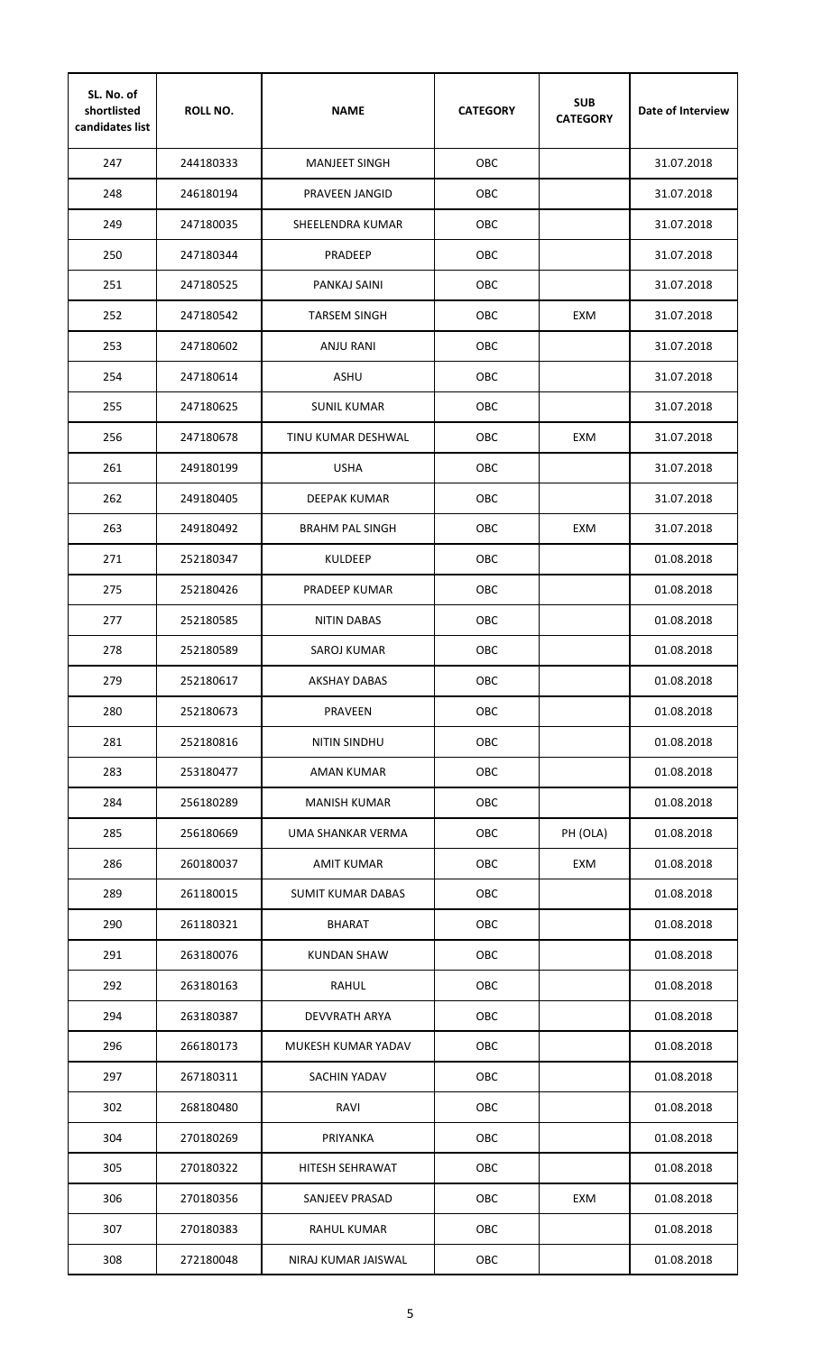| SL. No. of shortlisted candidates list | ROLL NO. | NAME | CATEGORY | SUB CATEGORY | Date of Interview |
|---|---|---|---|---|---|
| 247 | 244180333 | MANJEET SINGH | OBC | | 31.07.2018 |
| 248 | 246180194 | PRAVEEN JANGID | OBC | | 31.07.2018 |
| 249 | 247180035 | SHEELENDRA KUMAR | OBC | | 31.07.2018 |
| 250 | 247180344 | PRADEEP | OBC | | 31.07.2018 |
| 251 | 247180525 | PANKAJ SAINI | OBC | | 31.07.2018 |
| 252 | 247180542 | TARSEM SINGH | OBC | EXM | 31.07.2018 |
| 253 | 247180602 | ANJU RANI | OBC | | 31.07.2018 |
| 254 | 247180614 | ASHU | OBC | | 31.07.2018 |
| 255 | 247180625 | SUNIL KUMAR | OBC | | 31.07.2018 |
| 256 | 247180678 | TINU KUMAR DESHWAL | OBC | EXM | 31.07.2018 |
| 261 | 249180199 | USHA | OBC | | 31.07.2018 |
| 262 | 249180405 | DEEPAK KUMAR | OBC | | 31.07.2018 |
| 263 | 249180492 | BRAHM PAL SINGH | OBC | EXM | 31.07.2018 |
| 271 | 252180347 | KULDEEP | OBC | | 01.08.2018 |
| 275 | 252180426 | PRADEEP KUMAR | OBC | | 01.08.2018 |
| 277 | 252180585 | NITIN DABAS | OBC | | 01.08.2018 |
| 278 | 252180589 | SAROJ KUMAR | OBC | | 01.08.2018 |
| 279 | 252180617 | AKSHAY DABAS | OBC | | 01.08.2018 |
| 280 | 252180673 | PRAVEEN | OBC | | 01.08.2018 |
| 281 | 252180816 | NITIN SINDHU | OBC | | 01.08.2018 |
| 283 | 253180477 | AMAN KUMAR | OBC | | 01.08.2018 |
| 284 | 256180289 | MANISH KUMAR | OBC | | 01.08.2018 |
| 285 | 256180669 | UMA SHANKAR VERMA | OBC | PH (OLA) | 01.08.2018 |
| 286 | 260180037 | AMIT KUMAR | OBC | EXM | 01.08.2018 |
| 289 | 261180015 | SUMIT KUMAR DABAS | OBC | | 01.08.2018 |
| 290 | 261180321 | BHARAT | OBC | | 01.08.2018 |
| 291 | 263180076 | KUNDAN SHAW | OBC | | 01.08.2018 |
| 292 | 263180163 | RAHUL | OBC | | 01.08.2018 |
| 294 | 263180387 | DEVVRATH ARYA | OBC | | 01.08.2018 |
| 296 | 266180173 | MUKESH KUMAR YADAV | OBC | | 01.08.2018 |
| 297 | 267180311 | SACHIN YADAV | OBC | | 01.08.2018 |
| 302 | 268180480 | RAVI | OBC | | 01.08.2018 |
| 304 | 270180269 | PRIYANKA | OBC | | 01.08.2018 |
| 305 | 270180322 | HITESH SEHRAWAT | OBC | | 01.08.2018 |
| 306 | 270180356 | SANJEEV PRASAD | OBC | EXM | 01.08.2018 |
| 307 | 270180383 | RAHUL KUMAR | OBC | | 01.08.2018 |
| 308 | 272180048 | NIRAJ KUMAR JAISWAL | OBC | | 01.08.2018 |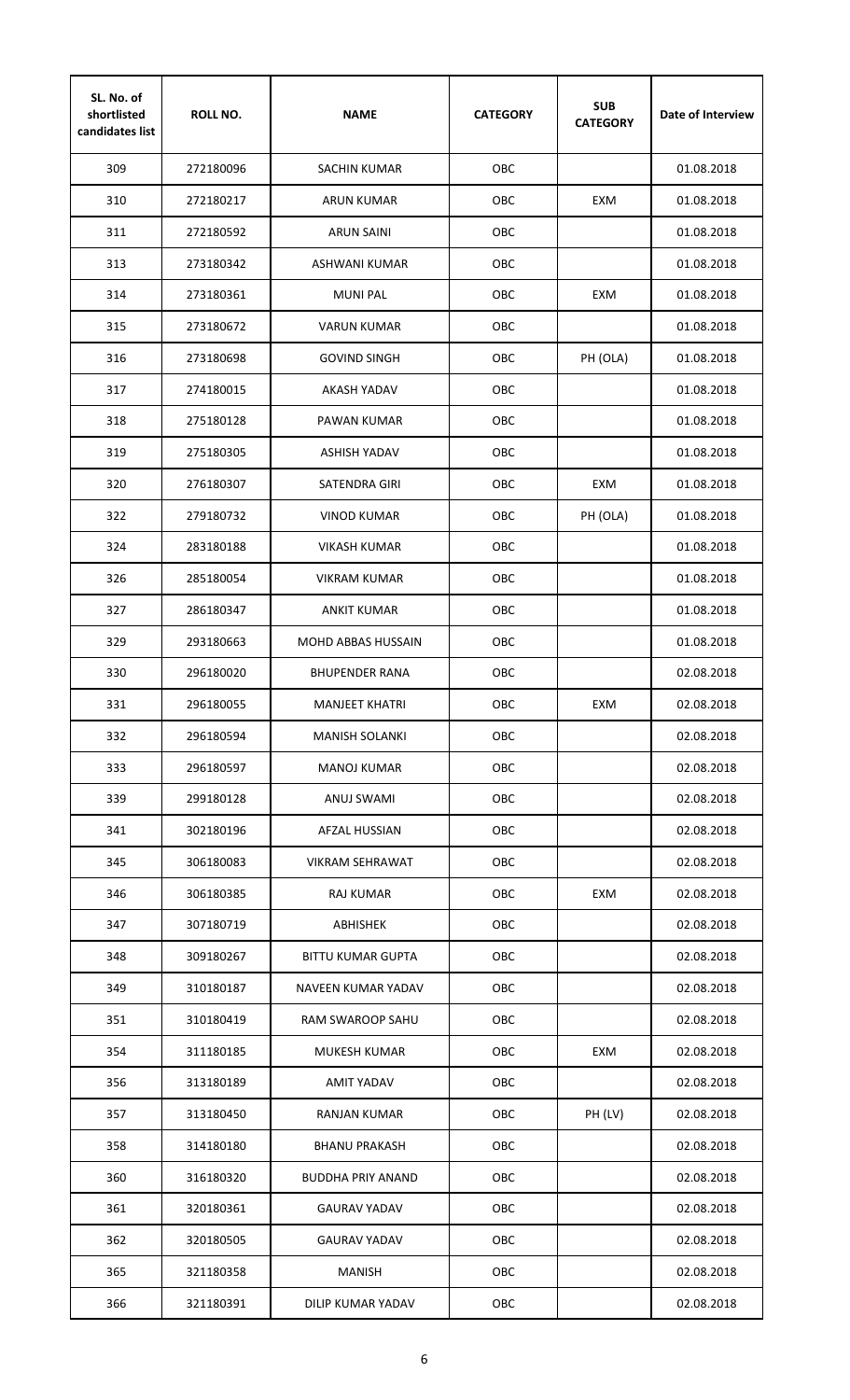| SL. No. of shortlisted candidates list | ROLL NO. | NAME | CATEGORY | SUB CATEGORY | Date of Interview |
|---|---|---|---|---|---|
| 309 | 272180096 | SACHIN KUMAR | OBC | | 01.08.2018 |
| 310 | 272180217 | ARUN KUMAR | OBC | EXM | 01.08.2018 |
| 311 | 272180592 | ARUN SAINI | OBC | | 01.08.2018 |
| 313 | 273180342 | ASHWANI KUMAR | OBC | | 01.08.2018 |
| 314 | 273180361 | MUNI PAL | OBC | EXM | 01.08.2018 |
| 315 | 273180672 | VARUN KUMAR | OBC | | 01.08.2018 |
| 316 | 273180698 | GOVIND SINGH | OBC | PH (OLA) | 01.08.2018 |
| 317 | 274180015 | AKASH YADAV | OBC | | 01.08.2018 |
| 318 | 275180128 | PAWAN KUMAR | OBC | | 01.08.2018 |
| 319 | 275180305 | ASHISH YADAV | OBC | | 01.08.2018 |
| 320 | 276180307 | SATENDRA GIRI | OBC | EXM | 01.08.2018 |
| 322 | 279180732 | VINOD KUMAR | OBC | PH (OLA) | 01.08.2018 |
| 324 | 283180188 | VIKASH KUMAR | OBC | | 01.08.2018 |
| 326 | 285180054 | VIKRAM KUMAR | OBC | | 01.08.2018 |
| 327 | 286180347 | ANKIT KUMAR | OBC | | 01.08.2018 |
| 329 | 293180663 | MOHD ABBAS HUSSAIN | OBC | | 01.08.2018 |
| 330 | 296180020 | BHUPENDER RANA | OBC | | 02.08.2018 |
| 331 | 296180055 | MANJEET KHATRI | OBC | EXM | 02.08.2018 |
| 332 | 296180594 | MANISH SOLANKI | OBC | | 02.08.2018 |
| 333 | 296180597 | MANOJ KUMAR | OBC | | 02.08.2018 |
| 339 | 299180128 | ANUJ SWAMI | OBC | | 02.08.2018 |
| 341 | 302180196 | AFZAL HUSSIAN | OBC | | 02.08.2018 |
| 345 | 306180083 | VIKRAM SEHRAWAT | OBC | | 02.08.2018 |
| 346 | 306180385 | RAJ KUMAR | OBC | EXM | 02.08.2018 |
| 347 | 307180719 | ABHISHEK | OBC | | 02.08.2018 |
| 348 | 309180267 | BITTU KUMAR GUPTA | OBC | | 02.08.2018 |
| 349 | 310180187 | NAVEEN KUMAR YADAV | OBC | | 02.08.2018 |
| 351 | 310180419 | RAM SWAROOP SAHU | OBC | | 02.08.2018 |
| 354 | 311180185 | MUKESH KUMAR | OBC | EXM | 02.08.2018 |
| 356 | 313180189 | AMIT YADAV | OBC | | 02.08.2018 |
| 357 | 313180450 | RANJAN KUMAR | OBC | PH (LV) | 02.08.2018 |
| 358 | 314180180 | BHANU PRAKASH | OBC | | 02.08.2018 |
| 360 | 316180320 | BUDDHA PRIY ANAND | OBC | | 02.08.2018 |
| 361 | 320180361 | GAURAV YADAV | OBC | | 02.08.2018 |
| 362 | 320180505 | GAURAV YADAV | OBC | | 02.08.2018 |
| 365 | 321180358 | MANISH | OBC | | 02.08.2018 |
| 366 | 321180391 | DILIP KUMAR YADAV | OBC | | 02.08.2018 |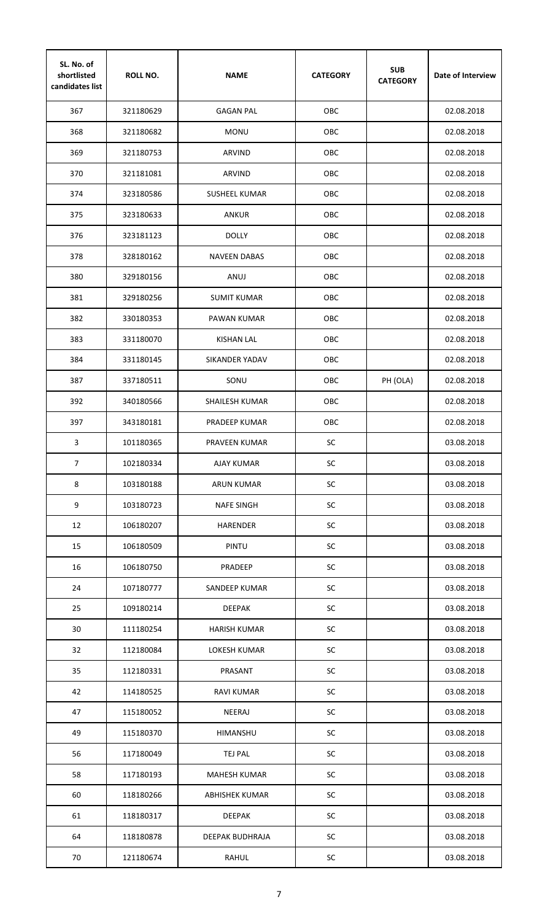| SL. No. of shortlisted candidates list | ROLL NO. | NAME | CATEGORY | SUB CATEGORY | Date of Interview |
|---|---|---|---|---|---|
| 367 | 321180629 | GAGAN PAL | OBC | | 02.08.2018 |
| 368 | 321180682 | MONU | OBC | | 02.08.2018 |
| 369 | 321180753 | ARVIND | OBC | | 02.08.2018 |
| 370 | 321181081 | ARVIND | OBC | | 02.08.2018 |
| 374 | 323180586 | SUSHEEL KUMAR | OBC | | 02.08.2018 |
| 375 | 323180633 | ANKUR | OBC | | 02.08.2018 |
| 376 | 323181123 | DOLLY | OBC | | 02.08.2018 |
| 378 | 328180162 | NAVEEN DABAS | OBC | | 02.08.2018 |
| 380 | 329180156 | ANUJ | OBC | | 02.08.2018 |
| 381 | 329180256 | SUMIT KUMAR | OBC | | 02.08.2018 |
| 382 | 330180353 | PAWAN KUMAR | OBC | | 02.08.2018 |
| 383 | 331180070 | KISHAN LAL | OBC | | 02.08.2018 |
| 384 | 331180145 | SIKANDER YADAV | OBC | | 02.08.2018 |
| 387 | 337180511 | SONU | OBC | PH (OLA) | 02.08.2018 |
| 392 | 340180566 | SHAILESH KUMAR | OBC | | 02.08.2018 |
| 397 | 343180181 | PRADEEP KUMAR | OBC | | 02.08.2018 |
| 3 | 101180365 | PRAVEEN KUMAR | SC | | 03.08.2018 |
| 7 | 102180334 | AJAY KUMAR | SC | | 03.08.2018 |
| 8 | 103180188 | ARUN KUMAR | SC | | 03.08.2018 |
| 9 | 103180723 | NAFE SINGH | SC | | 03.08.2018 |
| 12 | 106180207 | HARENDER | SC | | 03.08.2018 |
| 15 | 106180509 | PINTU | SC | | 03.08.2018 |
| 16 | 106180750 | PRADEEP | SC | | 03.08.2018 |
| 24 | 107180777 | SANDEEP KUMAR | SC | | 03.08.2018 |
| 25 | 109180214 | DEEPAK | SC | | 03.08.2018 |
| 30 | 111180254 | HARISH KUMAR | SC | | 03.08.2018 |
| 32 | 112180084 | LOKESH KUMAR | SC | | 03.08.2018 |
| 35 | 112180331 | PRASANT | SC | | 03.08.2018 |
| 42 | 114180525 | RAVI KUMAR | SC | | 03.08.2018 |
| 47 | 115180052 | NEERAJ | SC | | 03.08.2018 |
| 49 | 115180370 | HIMANSHU | SC | | 03.08.2018 |
| 56 | 117180049 | TEJ PAL | SC | | 03.08.2018 |
| 58 | 117180193 | MAHESH KUMAR | SC | | 03.08.2018 |
| 60 | 118180266 | ABHISHEK KUMAR | SC | | 03.08.2018 |
| 61 | 118180317 | DEEPAK | SC | | 03.08.2018 |
| 64 | 118180878 | DEEPAK BUDHRAJA | SC | | 03.08.2018 |
| 70 | 121180674 | RAHUL | SC | | 03.08.2018 |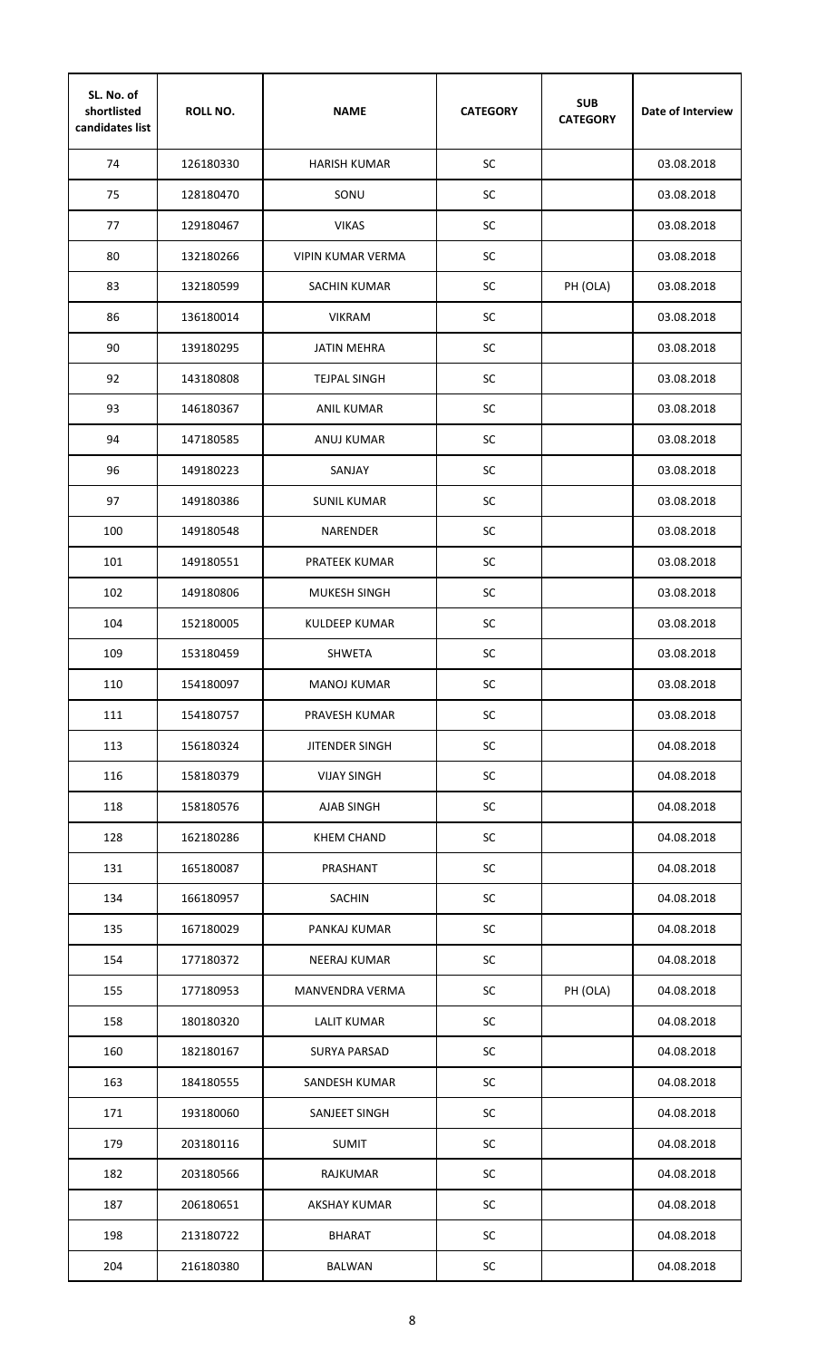| SL. No. of shortlisted candidates list | ROLL NO. | NAME | CATEGORY | SUB CATEGORY | Date of Interview |
|---|---|---|---|---|---|
| 74 | 126180330 | HARISH KUMAR | SC | | 03.08.2018 |
| 75 | 128180470 | SONU | SC | | 03.08.2018 |
| 77 | 129180467 | VIKAS | SC | | 03.08.2018 |
| 80 | 132180266 | VIPIN KUMAR VERMA | SC | | 03.08.2018 |
| 83 | 132180599 | SACHIN KUMAR | SC | PH (OLA) | 03.08.2018 |
| 86 | 136180014 | VIKRAM | SC | | 03.08.2018 |
| 90 | 139180295 | JATIN MEHRA | SC | | 03.08.2018 |
| 92 | 143180808 | TEJPAL SINGH | SC | | 03.08.2018 |
| 93 | 146180367 | ANIL KUMAR | SC | | 03.08.2018 |
| 94 | 147180585 | ANUJ KUMAR | SC | | 03.08.2018 |
| 96 | 149180223 | SANJAY | SC | | 03.08.2018 |
| 97 | 149180386 | SUNIL KUMAR | SC | | 03.08.2018 |
| 100 | 149180548 | NARENDER | SC | | 03.08.2018 |
| 101 | 149180551 | PRATEEK KUMAR | SC | | 03.08.2018 |
| 102 | 149180806 | MUKESH SINGH | SC | | 03.08.2018 |
| 104 | 152180005 | KULDEEP KUMAR | SC | | 03.08.2018 |
| 109 | 153180459 | SHWETA | SC | | 03.08.2018 |
| 110 | 154180097 | MANOJ KUMAR | SC | | 03.08.2018 |
| 111 | 154180757 | PRAVESH KUMAR | SC | | 03.08.2018 |
| 113 | 156180324 | JITENDER SINGH | SC | | 04.08.2018 |
| 116 | 158180379 | VIJAY SINGH | SC | | 04.08.2018 |
| 118 | 158180576 | AJAB SINGH | SC | | 04.08.2018 |
| 128 | 162180286 | KHEM CHAND | SC | | 04.08.2018 |
| 131 | 165180087 | PRASHANT | SC | | 04.08.2018 |
| 134 | 166180957 | SACHIN | SC | | 04.08.2018 |
| 135 | 167180029 | PANKAJ KUMAR | SC | | 04.08.2018 |
| 154 | 177180372 | NEERAJ KUMAR | SC | | 04.08.2018 |
| 155 | 177180953 | MANVENDRA VERMA | SC | PH (OLA) | 04.08.2018 |
| 158 | 180180320 | LALIT KUMAR | SC | | 04.08.2018 |
| 160 | 182180167 | SURYA PARSAD | SC | | 04.08.2018 |
| 163 | 184180555 | SANDESH KUMAR | SC | | 04.08.2018 |
| 171 | 193180060 | SANJEET SINGH | SC | | 04.08.2018 |
| 179 | 203180116 | SUMIT | SC | | 04.08.2018 |
| 182 | 203180566 | RAJKUMAR | SC | | 04.08.2018 |
| 187 | 206180651 | AKSHAY KUMAR | SC | | 04.08.2018 |
| 198 | 213180722 | BHARAT | SC | | 04.08.2018 |
| 204 | 216180380 | BALWAN | SC | | 04.08.2018 |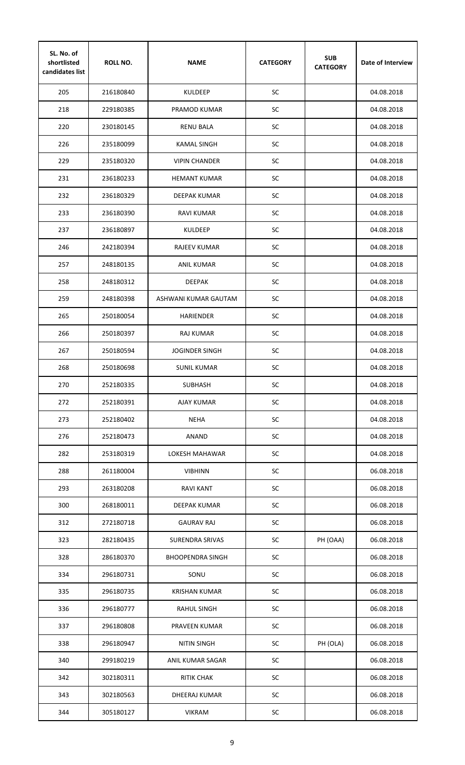| SL. No. of shortlisted candidates list | ROLL NO. | NAME | CATEGORY | SUB CATEGORY | Date of Interview |
|---|---|---|---|---|---|
| 205 | 216180840 | KULDEEP | SC | | 04.08.2018 |
| 218 | 229180385 | PRAMOD KUMAR | SC | | 04.08.2018 |
| 220 | 230180145 | RENU BALA | SC | | 04.08.2018 |
| 226 | 235180099 | KAMAL SINGH | SC | | 04.08.2018 |
| 229 | 235180320 | VIPIN CHANDER | SC | | 04.08.2018 |
| 231 | 236180233 | HEMANT KUMAR | SC | | 04.08.2018 |
| 232 | 236180329 | DEEPAK KUMAR | SC | | 04.08.2018 |
| 233 | 236180390 | RAVI KUMAR | SC | | 04.08.2018 |
| 237 | 236180897 | KULDEEP | SC | | 04.08.2018 |
| 246 | 242180394 | RAJEEV KUMAR | SC | | 04.08.2018 |
| 257 | 248180135 | ANIL KUMAR | SC | | 04.08.2018 |
| 258 | 248180312 | DEEPAK | SC | | 04.08.2018 |
| 259 | 248180398 | ASHWANI KUMAR GAUTAM | SC | | 04.08.2018 |
| 265 | 250180054 | HARIENDER | SC | | 04.08.2018 |
| 266 | 250180397 | RAJ KUMAR | SC | | 04.08.2018 |
| 267 | 250180594 | JOGINDER SINGH | SC | | 04.08.2018 |
| 268 | 250180698 | SUNIL KUMAR | SC | | 04.08.2018 |
| 270 | 252180335 | SUBHASH | SC | | 04.08.2018 |
| 272 | 252180391 | AJAY KUMAR | SC | | 04.08.2018 |
| 273 | 252180402 | NEHA | SC | | 04.08.2018 |
| 276 | 252180473 | ANAND | SC | | 04.08.2018 |
| 282 | 253180319 | LOKESH MAHAWAR | SC | | 04.08.2018 |
| 288 | 261180004 | VIBHINN | SC | | 06.08.2018 |
| 293 | 263180208 | RAVI KANT | SC | | 06.08.2018 |
| 300 | 268180011 | DEEPAK KUMAR | SC | | 06.08.2018 |
| 312 | 272180718 | GAURAV RAJ | SC | | 06.08.2018 |
| 323 | 282180435 | SURENDRA SRIVAS | SC | PH (OAA) | 06.08.2018 |
| 328 | 286180370 | BHOOPENDRA SINGH | SC | | 06.08.2018 |
| 334 | 296180731 | SONU | SC | | 06.08.2018 |
| 335 | 296180735 | KRISHAN KUMAR | SC | | 06.08.2018 |
| 336 | 296180777 | RAHUL SINGH | SC | | 06.08.2018 |
| 337 | 296180808 | PRAVEEN KUMAR | SC | | 06.08.2018 |
| 338 | 296180947 | NITIN SINGH | SC | PH (OLA) | 06.08.2018 |
| 340 | 299180219 | ANIL KUMAR SAGAR | SC | | 06.08.2018 |
| 342 | 302180311 | RITIK CHAK | SC | | 06.08.2018 |
| 343 | 302180563 | DHEERAJ KUMAR | SC | | 06.08.2018 |
| 344 | 305180127 | VIKRAM | SC | | 06.08.2018 |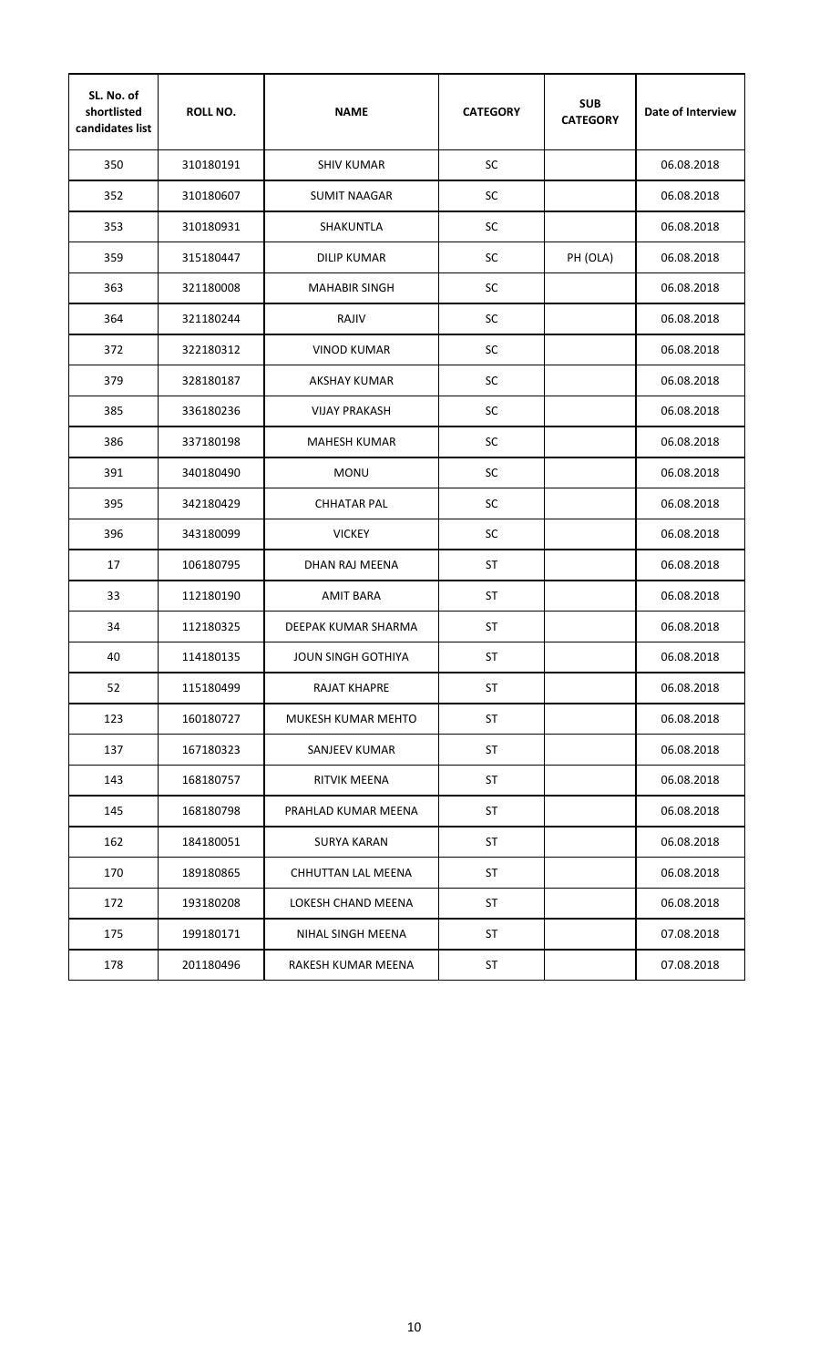| SL. No. of shortlisted candidates list | ROLL NO. | NAME | CATEGORY | SUB CATEGORY | Date of Interview |
|---|---|---|---|---|---|
| 350 | 310180191 | SHIV KUMAR | SC | | 06.08.2018 |
| 352 | 310180607 | SUMIT NAAGAR | SC | | 06.08.2018 |
| 353 | 310180931 | SHAKUNTLA | SC | | 06.08.2018 |
| 359 | 315180447 | DILIP KUMAR | SC | PH (OLA) | 06.08.2018 |
| 363 | 321180008 | MAHABIR SINGH | SC | | 06.08.2018 |
| 364 | 321180244 | RAJIV | SC | | 06.08.2018 |
| 372 | 322180312 | VINOD KUMAR | SC | | 06.08.2018 |
| 379 | 328180187 | AKSHAY KUMAR | SC | | 06.08.2018 |
| 385 | 336180236 | VIJAY PRAKASH | SC | | 06.08.2018 |
| 386 | 337180198 | MAHESH KUMAR | SC | | 06.08.2018 |
| 391 | 340180490 | MONU | SC | | 06.08.2018 |
| 395 | 342180429 | CHHATAR PAL | SC | | 06.08.2018 |
| 396 | 343180099 | VICKEY | SC | | 06.08.2018 |
| 17 | 106180795 | DHAN RAJ MEENA | ST | | 06.08.2018 |
| 33 | 112180190 | AMIT BARA | ST | | 06.08.2018 |
| 34 | 112180325 | DEEPAK KUMAR SHARMA | ST | | 06.08.2018 |
| 40 | 114180135 | JOUN SINGH GOTHIYA | ST | | 06.08.2018 |
| 52 | 115180499 | RAJAT KHAPRE | ST | | 06.08.2018 |
| 123 | 160180727 | MUKESH KUMAR MEHTO | ST | | 06.08.2018 |
| 137 | 167180323 | SANJEEV KUMAR | ST | | 06.08.2018 |
| 143 | 168180757 | RITVIK MEENA | ST | | 06.08.2018 |
| 145 | 168180798 | PRAHLAD KUMAR MEENA | ST | | 06.08.2018 |
| 162 | 184180051 | SURYA KARAN | ST | | 06.08.2018 |
| 170 | 189180865 | CHHUTTAN LAL MEENA | ST | | 06.08.2018 |
| 172 | 193180208 | LOKESH CHAND MEENA | ST | | 06.08.2018 |
| 175 | 199180171 | NIHAL SINGH MEENA | ST | | 07.08.2018 |
| 178 | 201180496 | RAKESH KUMAR MEENA | ST | | 07.08.2018 |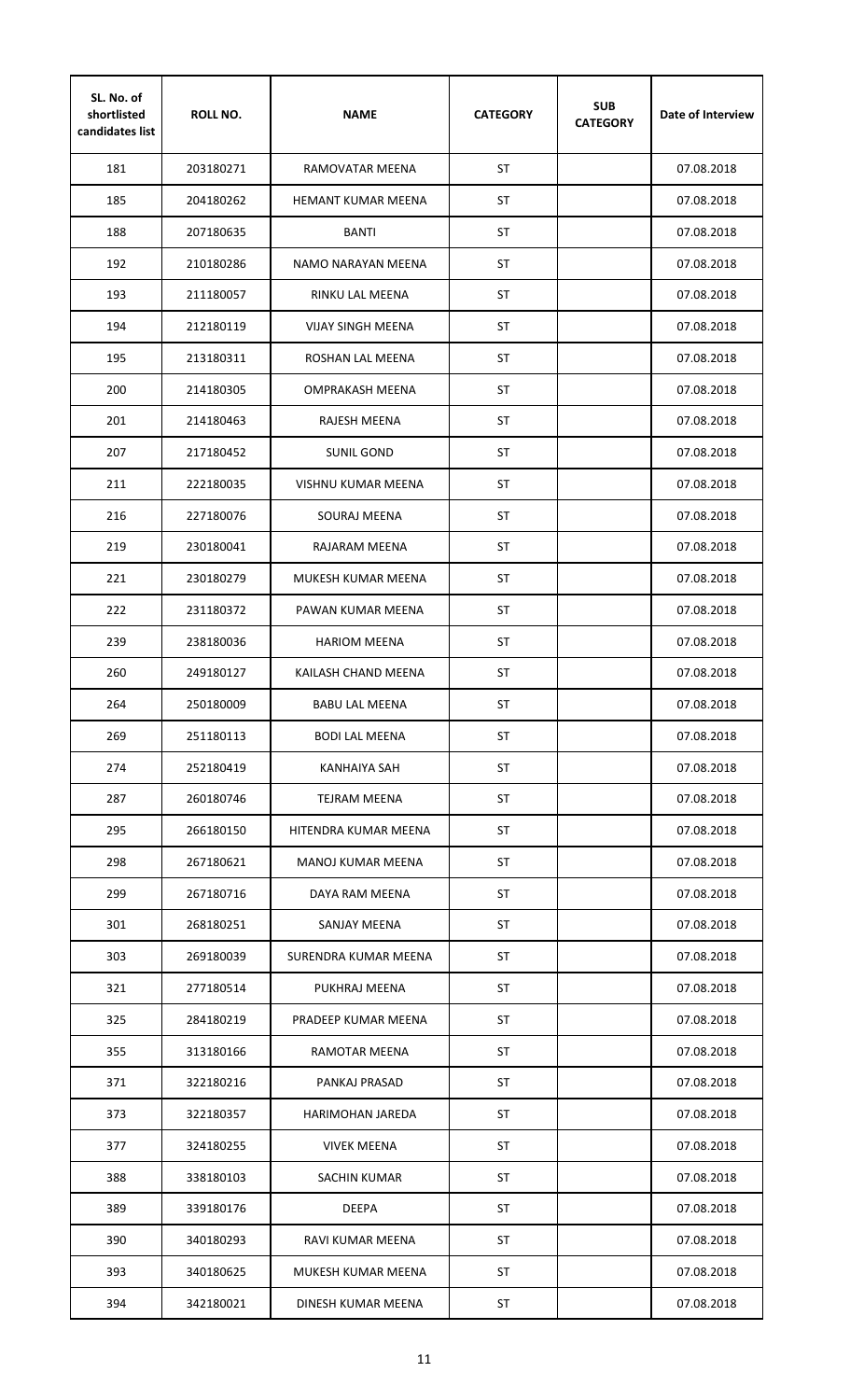| SL. No. of shortlisted candidates list | ROLL NO. | NAME | CATEGORY | SUB CATEGORY | Date of Interview |
|---|---|---|---|---|---|
| 181 | 203180271 | RAMOVATAR MEENA | ST | | 07.08.2018 |
| 185 | 204180262 | HEMANT KUMAR MEENA | ST | | 07.08.2018 |
| 188 | 207180635 | BANTI | ST | | 07.08.2018 |
| 192 | 210180286 | NAMO NARAYAN MEENA | ST | | 07.08.2018 |
| 193 | 211180057 | RINKU LAL MEENA | ST | | 07.08.2018 |
| 194 | 212180119 | VIJAY SINGH MEENA | ST | | 07.08.2018 |
| 195 | 213180311 | ROSHAN LAL MEENA | ST | | 07.08.2018 |
| 200 | 214180305 | OMPRAKASH MEENA | ST | | 07.08.2018 |
| 201 | 214180463 | RAJESH MEENA | ST | | 07.08.2018 |
| 207 | 217180452 | SUNIL GOND | ST | | 07.08.2018 |
| 211 | 222180035 | VISHNU KUMAR MEENA | ST | | 07.08.2018 |
| 216 | 227180076 | SOURAJ MEENA | ST | | 07.08.2018 |
| 219 | 230180041 | RAJARAM MEENA | ST | | 07.08.2018 |
| 221 | 230180279 | MUKESH KUMAR MEENA | ST | | 07.08.2018 |
| 222 | 231180372 | PAWAN KUMAR MEENA | ST | | 07.08.2018 |
| 239 | 238180036 | HARIOM MEENA | ST | | 07.08.2018 |
| 260 | 249180127 | KAILASH CHAND MEENA | ST | | 07.08.2018 |
| 264 | 250180009 | BABU LAL MEENA | ST | | 07.08.2018 |
| 269 | 251180113 | BODI LAL MEENA | ST | | 07.08.2018 |
| 274 | 252180419 | KANHAIYA SAH | ST | | 07.08.2018 |
| 287 | 260180746 | TEJRAM MEENA | ST | | 07.08.2018 |
| 295 | 266180150 | HITENDRA KUMAR MEENA | ST | | 07.08.2018 |
| 298 | 267180621 | MANOJ KUMAR MEENA | ST | | 07.08.2018 |
| 299 | 267180716 | DAYA RAM MEENA | ST | | 07.08.2018 |
| 301 | 268180251 | SANJAY MEENA | ST | | 07.08.2018 |
| 303 | 269180039 | SURENDRA KUMAR MEENA | ST | | 07.08.2018 |
| 321 | 277180514 | PUKHRAJ MEENA | ST | | 07.08.2018 |
| 325 | 284180219 | PRADEEP KUMAR MEENA | ST | | 07.08.2018 |
| 355 | 313180166 | RAMOTAR MEENA | ST | | 07.08.2018 |
| 371 | 322180216 | PANKAJ PRASAD | ST | | 07.08.2018 |
| 373 | 322180357 | HARIMOHAN JAREDA | ST | | 07.08.2018 |
| 377 | 324180255 | VIVEK MEENA | ST | | 07.08.2018 |
| 388 | 338180103 | SACHIN KUMAR | ST | | 07.08.2018 |
| 389 | 339180176 | DEEPA | ST | | 07.08.2018 |
| 390 | 340180293 | RAVI KUMAR MEENA | ST | | 07.08.2018 |
| 393 | 340180625 | MUKESH KUMAR MEENA | ST | | 07.08.2018 |
| 394 | 342180021 | DINESH KUMAR MEENA | ST | | 07.08.2018 |